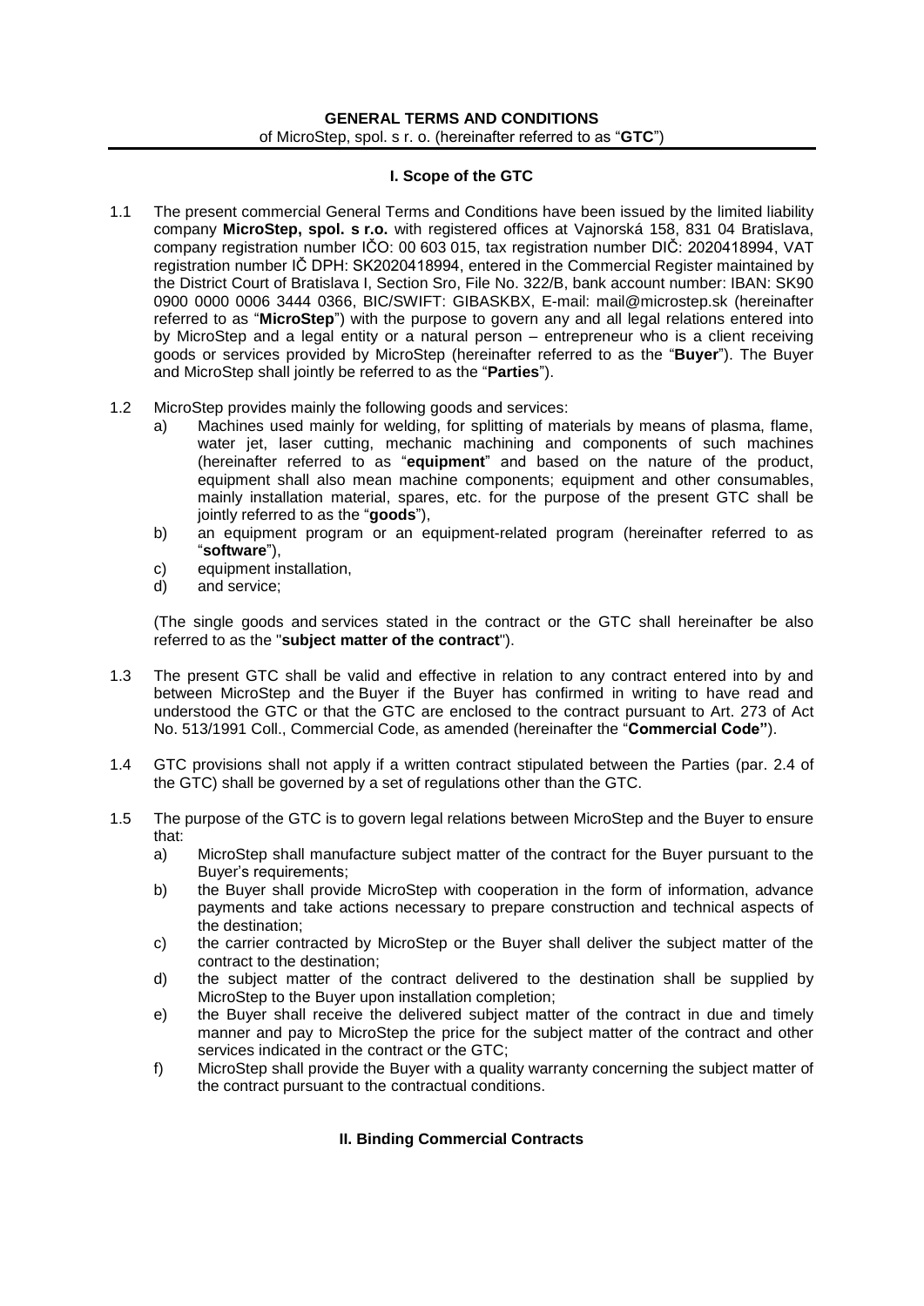# GENERAL TERMS AND CONDITIONS

of MicroStep, spol. s r. o. (hereinafter referred to as "**GTC**")

## I. Scope of the GTC

1.1 The present commercial General Terms and Conditions have been issued by the limited liability company **MicroStep, spol. s r.o.** with registered offices at Vajnorská 158, 831 04 Bratislava, company registration number IČO: 00 603 015, tax registration number DIČ: 2020418994, VAT registration number IČ DPH: SK2020418994, entered in the Commercial Register maintained by the District Court of Bratislava I, Section Sro, File No. 322/B, bank account number: IBAN: SK90 0900 0000 0006 3444 0366, BIC/SWIFT: GIBASKBX, E-mail: mail@microstep.sk (hereinafter referred to as "**MicroStep**") with the purpose to govern any and all legal relations entered into by MicroStep and a legal entity or a natural person – entrepreneur who is a client receiving goods or services provided by MicroStep (hereinafter referred to as the "**Buyer**"). The Buyer and MicroStep shall jointly be referred to as the "**Parties**").

1.2 MicroStep provides mainly the following goods and services:

a) Machines used mainly for welding, for splitting of materials by means of plasma, flame, water jet, laser cutting, mechanic machining and components of such machines (hereinafter referred to as "**equipment**" and based on the nature of the product, equipment shall also mean machine components; equipment and other consumables, mainly installation material, spares, etc. for the purpose of the present GTC shall be jointly referred to as the "**goods**"),

b) an equipment program or an equipment-related program (hereinafter referred to as "**software**"),

c) equipment installation,

d) and service;

(The single goods and services stated in the contract or the GTC shall hereinafter be also referred to as the "**subject matter of the contract**").

1.3 The present GTC shall be valid and effective in relation to any contract entered into by and between MicroStep and the Buyer if the Buyer has confirmed in writing to have read and understood the GTC or that the GTC are enclosed to the contract pursuant to Art. 273 of Act No. 513/1991 Coll., Commercial Code, as amended (hereinafter the "**Commercial Code"**).

1.4 GTC provisions shall not apply if a written contract stipulated between the Parties (par. 2.4 of the GTC) shall be governed by a set of regulations other than the GTC.

1.5 The purpose of the GTC is to govern legal relations between MicroStep and the Buyer to ensure that:

a) MicroStep shall manufacture subject matter of the contract for the Buyer pursuant to the Buyer's requirements;

b) the Buyer shall provide MicroStep with cooperation in the form of information, advance payments and take actions necessary to prepare construction and technical aspects of the destination;

c) the carrier contracted by MicroStep or the Buyer shall deliver the subject matter of the contract to the destination;

d) the subject matter of the contract delivered to the destination shall be supplied by MicroStep to the Buyer upon installation completion;

e) the Buyer shall receive the delivered subject matter of the contract in due and timely manner and pay to MicroStep the price for the subject matter of the contract and other services indicated in the contract or the GTC;

f) MicroStep shall provide the Buyer with a quality warranty concerning the subject matter of the contract pursuant to the contractual conditions.

## II. Binding Commercial Contracts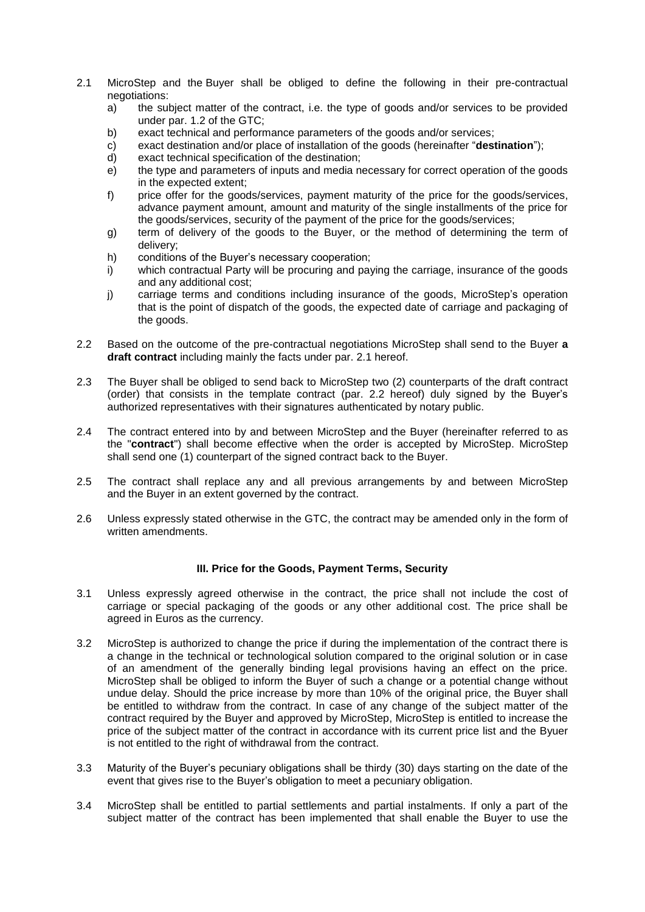2.1 MicroStep and the Buyer shall be obliged to define the following in their pre-contractual negotiations:
   a) the subject matter of the contract, i.e. the type of goods and/or services to be provided under par. 1.2 of the GTC;
   b) exact technical and performance parameters of the goods and/or services;
   c) exact destination and/or place of installation of the goods (hereinafter "**destination**");
   d) exact technical specification of the destination;
   e) the type and parameters of inputs and media necessary for correct operation of the goods in the expected extent;
   f) price offer for the goods/services, payment maturity of the price for the goods/services, advance payment amount, amount and maturity of the single installments of the price for the goods/services, security of the payment of the price for the goods/services;
   g) term of delivery of the goods to the Buyer, or the method of determining the term of delivery;
   h) conditions of the Buyer's necessary cooperation;
   i) which contractual Party will be procuring and paying the carriage, insurance of the goods and any additional cost;
   j) carriage terms and conditions including insurance of the goods, MicroStep's operation that is the point of dispatch of the goods, the expected date of carriage and packaging of the goods.

2.2 Based on the outcome of the pre-contractual negotiations MicroStep shall send to the Buyer **a draft contract** including mainly the facts under par. 2.1 hereof.

2.3 The Buyer shall be obliged to send back to MicroStep two (2) counterparts of the draft contract (order) that consists in the template contract (par. 2.2 hereof) duly signed by the Buyer's authorized representatives with their signatures authenticated by notary public.

2.4 The contract entered into by and between MicroStep and the Buyer (hereinafter referred to as the "**contract**") shall become effective when the order is accepted by MicroStep. MicroStep shall send one (1) counterpart of the signed contract back to the Buyer.

2.5 The contract shall replace any and all previous arrangements by and between MicroStep and the Buyer in an extent governed by the contract.

2.6 Unless expressly stated otherwise in the GTC, the contract may be amended only in the form of written amendments.

### III. Price for the Goods, Payment Terms, Security

3.1 Unless expressly agreed otherwise in the contract, the price shall not include the cost of carriage or special packaging of the goods or any other additional cost. The price shall be agreed in Euros as the currency.

3.2 MicroStep is authorized to change the price if during the implementation of the contract there is a change in the technical or technological solution compared to the original solution or in case of an amendment of the generally binding legal provisions having an effect on the price. MicroStep shall be obliged to inform the Buyer of such a change or a potential change without undue delay. Should the price increase by more than 10% of the original price, the Buyer shall be entitled to withdraw from the contract. In case of any change of the subject matter of the contract required by the Buyer and approved by MicroStep, MicroStep is entitled to increase the price of the subject matter of the contract in accordance with its current price list and the Byuer is not entitled to the right of withdrawal from the contract.

3.3 Maturity of the Buyer's pecuniary obligations shall be thirdy (30) days starting on the date of the event that gives rise to the Buyer's obligation to meet a pecuniary obligation.

3.4 MicroStep shall be entitled to partial settlements and partial instalments. If only a part of the subject matter of the contract has been implemented that shall enable the Buyer to use the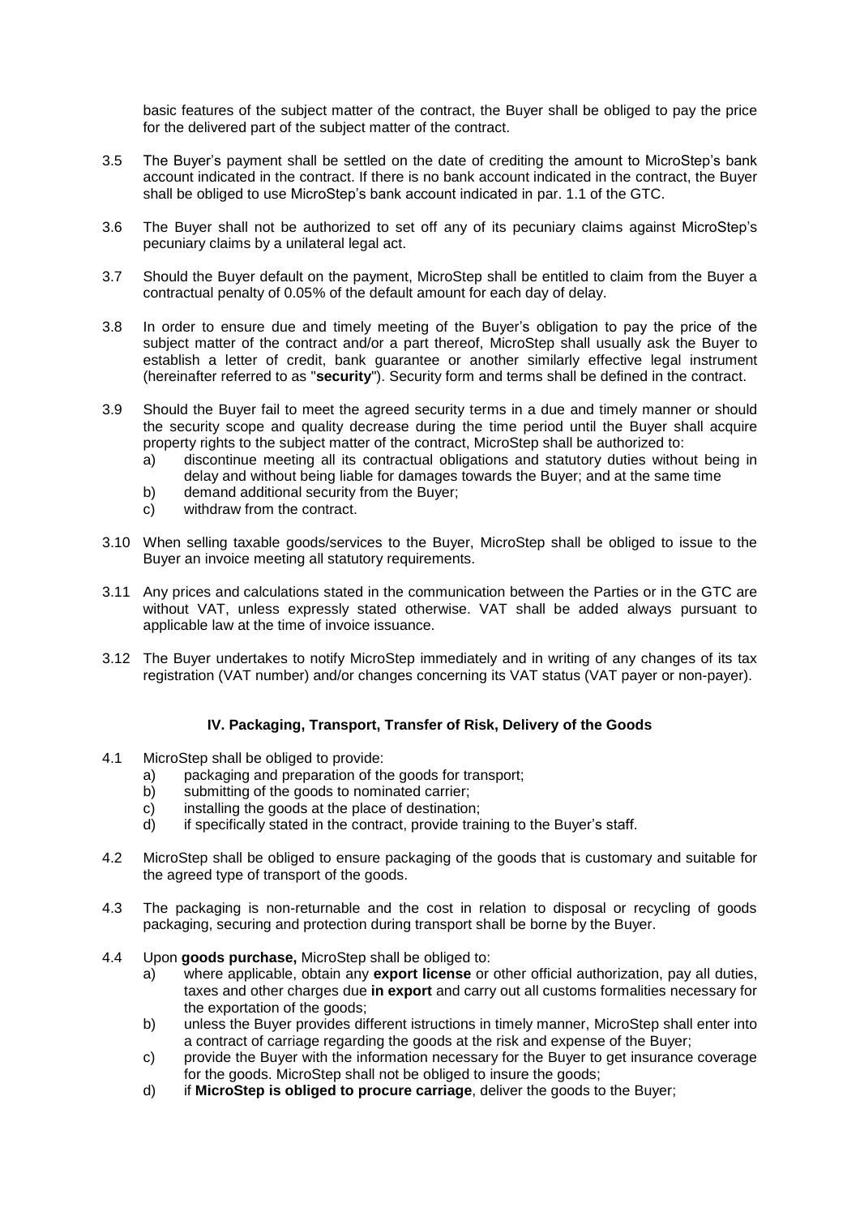basic features of the subject matter of the contract, the Buyer shall be obliged to pay the price for the delivered part of the subject matter of the contract.

3.5 The Buyer's payment shall be settled on the date of crediting the amount to MicroStep's bank account indicated in the contract. If there is no bank account indicated in the contract, the Buyer shall be obliged to use MicroStep's bank account indicated in par. 1.1 of the GTC.

3.6 The Buyer shall not be authorized to set off any of its pecuniary claims against MicroStep's pecuniary claims by a unilateral legal act.

3.7 Should the Buyer default on the payment, MicroStep shall be entitled to claim from the Buyer a contractual penalty of 0.05% of the default amount for each day of delay.

3.8 In order to ensure due and timely meeting of the Buyer's obligation to pay the price of the subject matter of the contract and/or a part thereof, MicroStep shall usually ask the Buyer to establish a letter of credit, bank guarantee or another similarly effective legal instrument (hereinafter referred to as "**security**"). Security form and terms shall be defined in the contract.

3.9 Should the Buyer fail to meet the agreed security terms in a due and timely manner or should the security scope and quality decrease during the time period until the Buyer shall acquire property rights to the subject matter of the contract, MicroStep shall be authorized to:
   a) discontinue meeting all its contractual obligations and statutory duties without being in delay and without being liable for damages towards the Buyer; and at the same time
   b) demand additional security from the Buyer;
   c) withdraw from the contract.

3.10 When selling taxable goods/services to the Buyer, MicroStep shall be obliged to issue to the Buyer an invoice meeting all statutory requirements.

3.11 Any prices and calculations stated in the communication between the Parties or in the GTC are without VAT, unless expressly stated otherwise. VAT shall be added always pursuant to applicable law at the time of invoice issuance.

3.12 The Buyer undertakes to notify MicroStep immediately and in writing of any changes of its tax registration (VAT number) and/or changes concerning its VAT status (VAT payer or non-payer).

## IV. Packaging, Transport, Transfer of Risk, Delivery of the Goods

4.1 MicroStep shall be obliged to provide:
   a) packaging and preparation of the goods for transport;
   b) submitting of the goods to nominated carrier;
   c) installing the goods at the place of destination;
   d) if specifically stated in the contract, provide training to the Buyer's staff.

4.2 MicroStep shall be obliged to ensure packaging of the goods that is customary and suitable for the agreed type of transport of the goods.

4.3 The packaging is non-returnable and the cost in relation to disposal or recycling of goods packaging, securing and protection during transport shall be borne by the Buyer.

4.4 Upon **goods purchase,** MicroStep shall be obliged to:
   a) where applicable, obtain any **export license** or other official authorization, pay all duties, taxes and other charges due **in export** and carry out all customs formalities necessary for the exportation of the goods;
   b) unless the Buyer provides different istructions in timely manner, MicroStep shall enter into a contract of carriage regarding the goods at the risk and expense of the Buyer;
   c) provide the Buyer with the information necessary for the Buyer to get insurance coverage for the goods. MicroStep shall not be obliged to insure the goods;
   d) if **MicroStep is obliged to procure carriage**, deliver the goods to the Buyer;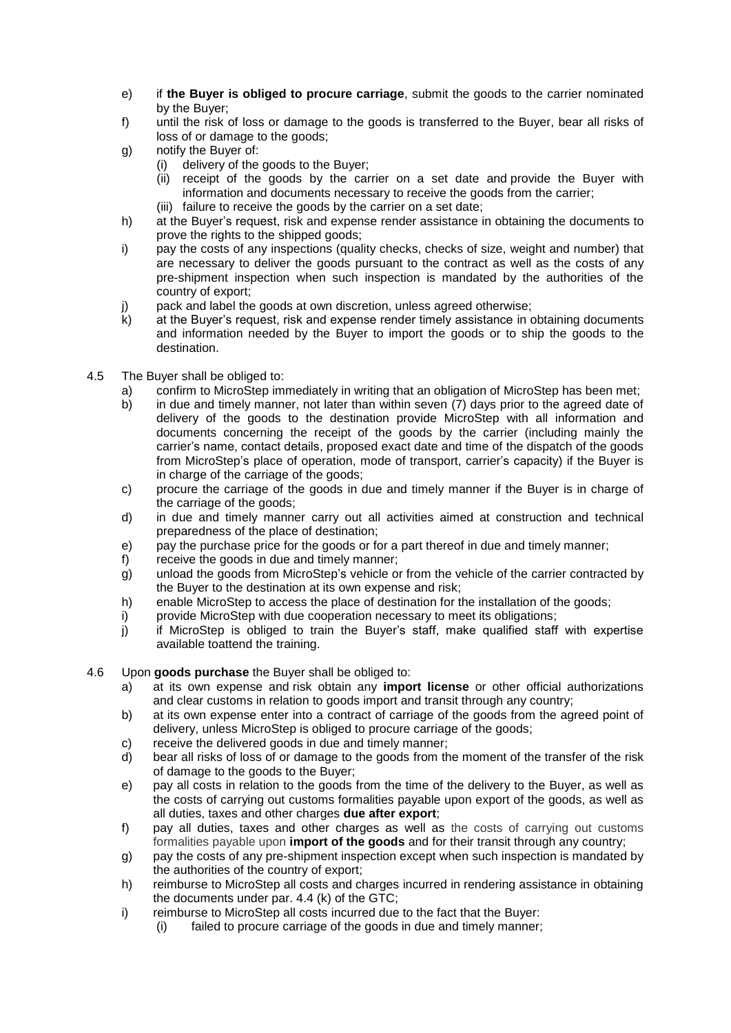e) if **the Buyer is obliged to procure carriage**, submit the goods to the carrier nominated by the Buyer;

f) until the risk of loss or damage to the goods is transferred to the Buyer, bear all risks of loss of or damage to the goods;

g) notify the Buyer of:
   (i) delivery of the goods to the Buyer;
   (ii) receipt of the goods by the carrier on a set date and provide the Buyer with information and documents necessary to receive the goods from the carrier;
   (iii) failure to receive the goods by the carrier on a set date;

h) at the Buyer's request, risk and expense render assistance in obtaining the documents to prove the rights to the shipped goods;

i) pay the costs of any inspections (quality checks, checks of size, weight and number) that are necessary to deliver the goods pursuant to the contract as well as the costs of any pre-shipment inspection when such inspection is mandated by the authorities of the country of export;

j) pack and label the goods at own discretion, unless agreed otherwise;

k) at the Buyer's request, risk and expense render timely assistance in obtaining documents and information needed by the Buyer to import the goods or to ship the goods to the destination.

4.5 The Buyer shall be obliged to:

a) confirm to MicroStep immediately in writing that an obligation of MicroStep has been met;

b) in due and timely manner, not later than within seven (7) days prior to the agreed date of delivery of the goods to the destination provide MicroStep with all information and documents concerning the receipt of the goods by the carrier (including mainly the carrier's name, contact details, proposed exact date and time of the dispatch of the goods from MicroStep's place of operation, mode of transport, carrier's capacity) if the Buyer is in charge of the carriage of the goods;

c) procure the carriage of the goods in due and timely manner if the Buyer is in charge of the carriage of the goods;

d) in due and timely manner carry out all activities aimed at construction and technical preparedness of the place of destination;

e) pay the purchase price for the goods or for a part thereof in due and timely manner;

f) receive the goods in due and timely manner;

g) unload the goods from MicroStep's vehicle or from the vehicle of the carrier contracted by the Buyer to the destination at its own expense and risk;

h) enable MicroStep to access the place of destination for the installation of the goods;

i) provide MicroStep with due cooperation necessary to meet its obligations;

j) if MicroStep is obliged to train the Buyer's staff, make qualified staff with expertise available toattend the training.

4.6 Upon **goods purchase** the Buyer shall be obliged to:

a) at its own expense and risk obtain any **import license** or other official authorizations and clear customs in relation to goods import and transit through any country;

b) at its own expense enter into a contract of carriage of the goods from the agreed point of delivery, unless MicroStep is obliged to procure carriage of the goods;

c) receive the delivered goods in due and timely manner;

d) bear all risks of loss of or damage to the goods from the moment of the transfer of the risk of damage to the goods to the Buyer;

e) pay all costs in relation to the goods from the time of the delivery to the Buyer, as well as the costs of carrying out customs formalities payable upon export of the goods, as well as all duties, taxes and other charges **due after export**;

f) pay all duties, taxes and other charges as well as the costs of carrying out customs formalities payable upon **import of the goods** and for their transit through any country;

g) pay the costs of any pre-shipment inspection except when such inspection is mandated by the authorities of the country of export;

h) reimburse to MicroStep all costs and charges incurred in rendering assistance in obtaining the documents under par. 4.4 (k) of the GTC;

i) reimburse to MicroStep all costs incurred due to the fact that the Buyer:
   (i) failed to procure carriage of the goods in due and timely manner;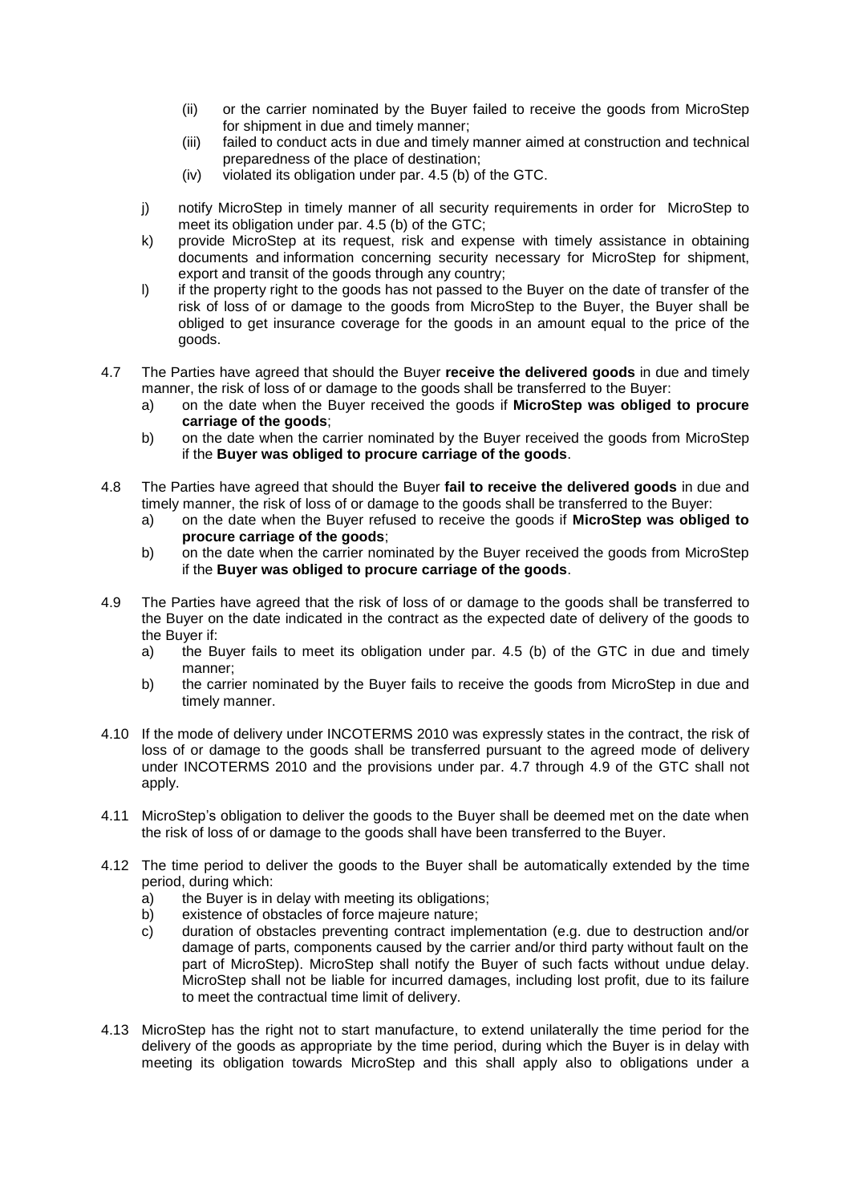(ii) or the carrier nominated by the Buyer failed to receive the goods from MicroStep for shipment in due and timely manner;
   (iii) failed to conduct acts in due and timely manner aimed at construction and technical preparedness of the place of destination;
   (iv) violated its obligation under par. 4.5 (b) of the GTC.

j) notify MicroStep in timely manner of all security requirements in order for MicroStep to meet its obligation under par. 4.5 (b) of the GTC;

k) provide MicroStep at its request, risk and expense with timely assistance in obtaining documents and information concerning security necessary for MicroStep for shipment, export and transit of the goods through any country;

l) if the property right to the goods has not passed to the Buyer on the date of transfer of the risk of loss of or damage to the goods from MicroStep to the Buyer, the Buyer shall be obliged to get insurance coverage for the goods in an amount equal to the price of the goods.

4.7 The Parties have agreed that should the Buyer **receive the delivered goods** in due and timely manner, the risk of loss of or damage to the goods shall be transferred to the Buyer:
   a) on the date when the Buyer received the goods if **MicroStep was obliged to procure carriage of the goods**;
   b) on the date when the carrier nominated by the Buyer received the goods from MicroStep if the **Buyer was obliged to procure carriage of the goods**.

4.8 The Parties have agreed that should the Buyer **fail to receive the delivered goods** in due and timely manner, the risk of loss of or damage to the goods shall be transferred to the Buyer:
   a) on the date when the Buyer refused to receive the goods if **MicroStep was obliged to procure carriage of the goods**;
   b) on the date when the carrier nominated by the Buyer received the goods from MicroStep if the **Buyer was obliged to procure carriage of the goods**.

4.9 The Parties have agreed that the risk of loss of or damage to the goods shall be transferred to the Buyer on the date indicated in the contract as the expected date of delivery of the goods to the Buyer if:
   a) the Buyer fails to meet its obligation under par. 4.5 (b) of the GTC in due and timely manner;
   b) the carrier nominated by the Buyer fails to receive the goods from MicroStep in due and timely manner.

4.10 If the mode of delivery under INCOTERMS 2010 was expressly states in the contract, the risk of loss of or damage to the goods shall be transferred pursuant to the agreed mode of delivery under INCOTERMS 2010 and the provisions under par. 4.7 through 4.9 of the GTC shall not apply.

4.11 MicroStep's obligation to deliver the goods to the Buyer shall be deemed met on the date when the risk of loss of or damage to the goods shall have been transferred to the Buyer.

4.12 The time period to deliver the goods to the Buyer shall be automatically extended by the time period, during which:
   a) the Buyer is in delay with meeting its obligations;
   b) existence of obstacles of force majeure nature;
   c) duration of obstacles preventing contract implementation (e.g. due to destruction and/or damage of parts, components caused by the carrier and/or third party without fault on the part of MicroStep). MicroStep shall notify the Buyer of such facts without undue delay. MicroStep shall not be liable for incurred damages, including lost profit, due to its failure to meet the contractual time limit of delivery.

4.13 MicroStep has the right not to start manufacture, to extend unilaterally the time period for the delivery of the goods as appropriate by the time period, during which the Buyer is in delay with meeting its obligation towards MicroStep and this shall apply also to obligations under a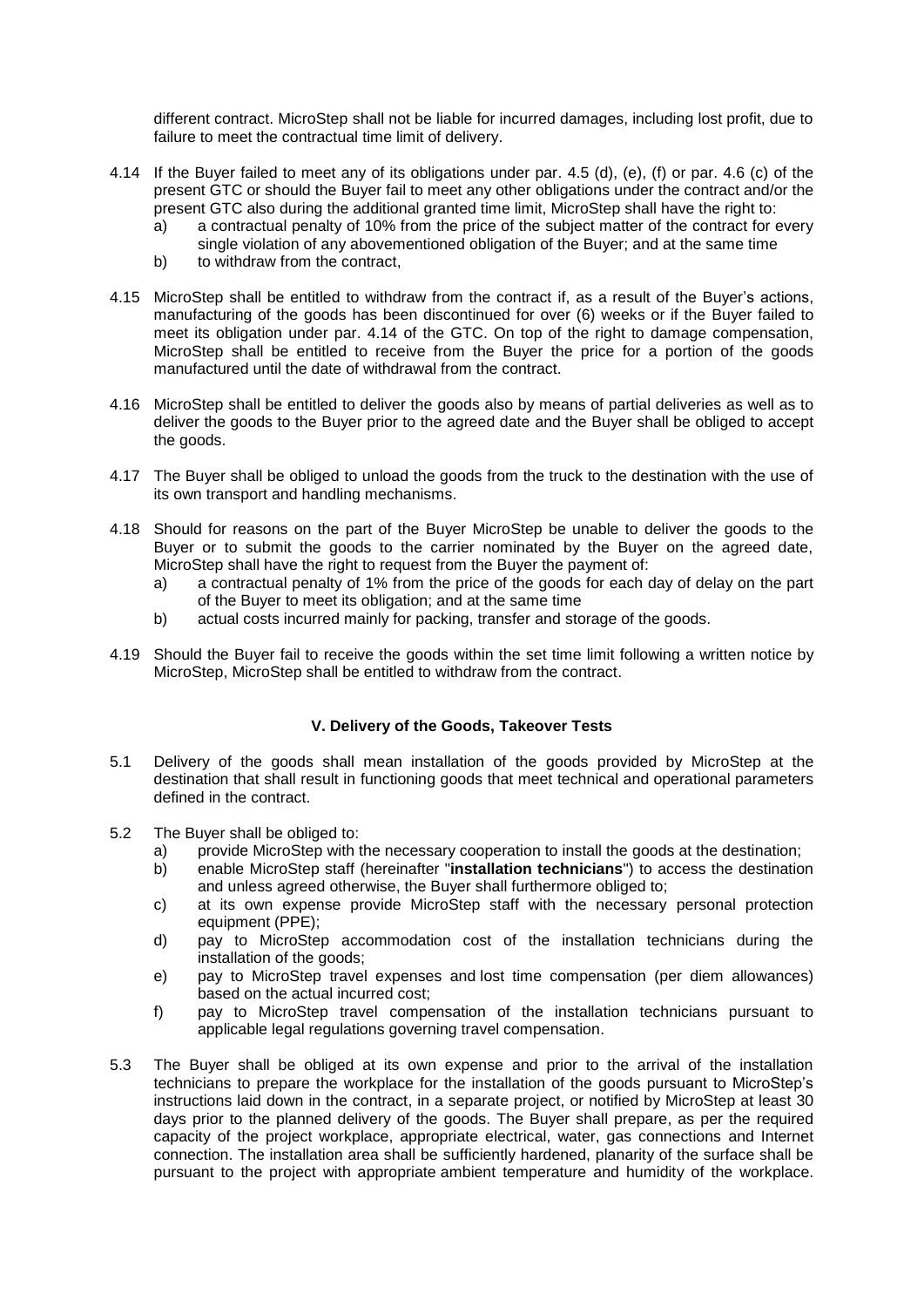different contract. MicroStep shall not be liable for incurred damages, including lost profit, due to failure to meet the contractual time limit of delivery.

4.14 If the Buyer failed to meet any of its obligations under par. 4.5 (d), (e), (f) or par. 4.6 (c) of the present GTC or should the Buyer fail to meet any other obligations under the contract and/or the present GTC also during the additional granted time limit, MicroStep shall have the right to:
   a) a contractual penalty of 10% from the price of the subject matter of the contract for every single violation of any abovementioned obligation of the Buyer; and at the same time
   b) to withdraw from the contract,

4.15 MicroStep shall be entitled to withdraw from the contract if, as a result of the Buyer's actions, manufacturing of the goods has been discontinued for over (6) weeks or if the Buyer failed to meet its obligation under par. 4.14 of the GTC. On top of the right to damage compensation, MicroStep shall be entitled to receive from the Buyer the price for a portion of the goods manufactured until the date of withdrawal from the contract.

4.16 MicroStep shall be entitled to deliver the goods also by means of partial deliveries as well as to deliver the goods to the Buyer prior to the agreed date and the Buyer shall be obliged to accept the goods.

4.17 The Buyer shall be obliged to unload the goods from the truck to the destination with the use of its own transport and handling mechanisms.

4.18 Should for reasons on the part of the Buyer MicroStep be unable to deliver the goods to the Buyer or to submit the goods to the carrier nominated by the Buyer on the agreed date, MicroStep shall have the right to request from the Buyer the payment of:
   a) a contractual penalty of 1% from the price of the goods for each day of delay on the part of the Buyer to meet its obligation; and at the same time
   b) actual costs incurred mainly for packing, transfer and storage of the goods.

4.19 Should the Buyer fail to receive the goods within the set time limit following a written notice by MicroStep, MicroStep shall be entitled to withdraw from the contract.

## V. Delivery of the Goods, Takeover Tests

5.1 Delivery of the goods shall mean installation of the goods provided by MicroStep at the destination that shall result in functioning goods that meet technical and operational parameters defined in the contract.

5.2 The Buyer shall be obliged to:
   a) provide MicroStep with the necessary cooperation to install the goods at the destination;
   b) enable MicroStep staff (hereinafter "**installation technicians**") to access the destination and unless agreed otherwise, the Buyer shall furthermore obliged to;
   c) at its own expense provide MicroStep staff with the necessary personal protection equipment (PPE);
   d) pay to MicroStep accommodation cost of the installation technicians during the installation of the goods;
   e) pay to MicroStep travel expenses and lost time compensation (per diem allowances) based on the actual incurred cost;
   f) pay to MicroStep travel compensation of the installation technicians pursuant to applicable legal regulations governing travel compensation.

5.3 The Buyer shall be obliged at its own expense and prior to the arrival of the installation technicians to prepare the workplace for the installation of the goods pursuant to MicroStep's instructions laid down in the contract, in a separate project, or notified by MicroStep at least 30 days prior to the planned delivery of the goods. The Buyer shall prepare, as per the required capacity of the project workplace, appropriate electrical, water, gas connections and Internet connection. The installation area shall be sufficiently hardened, planarity of the surface shall be pursuant to the project with appropriate ambient temperature and humidity of the workplace.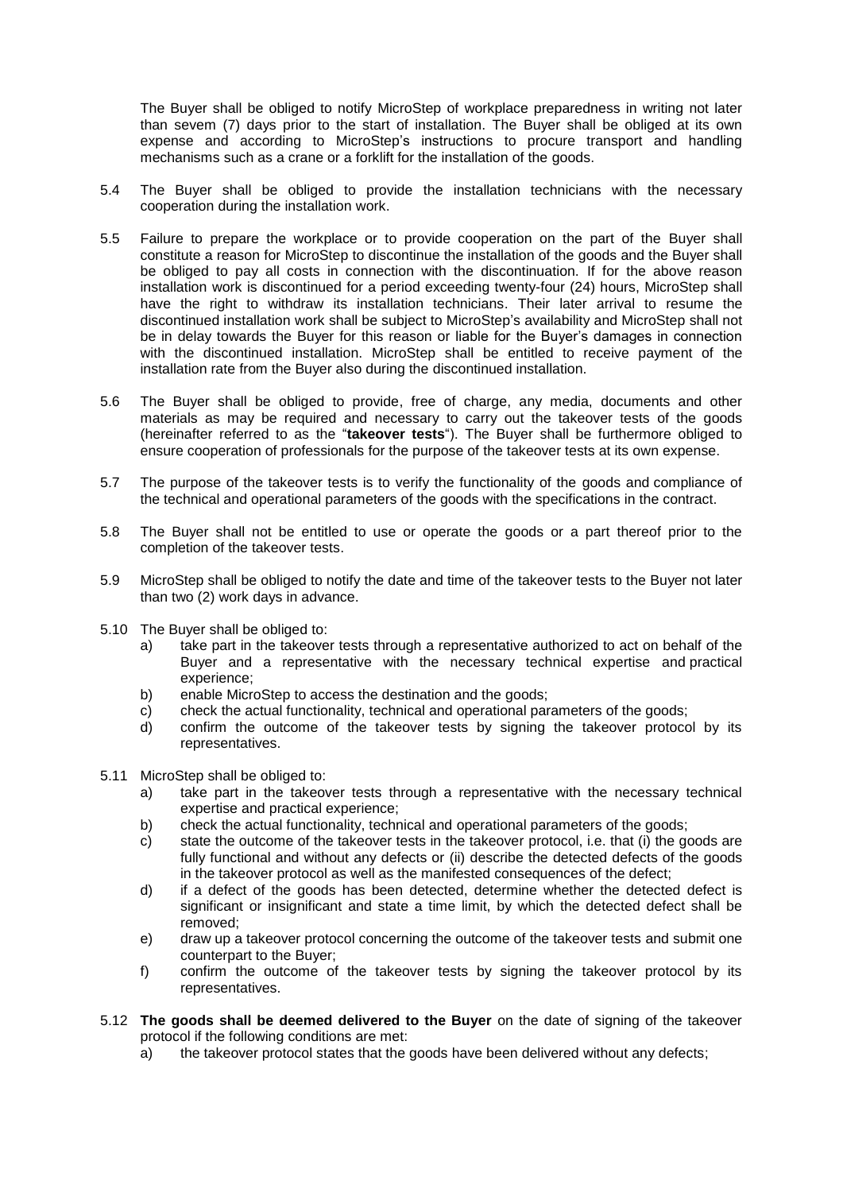The Buyer shall be obliged to notify MicroStep of workplace preparedness in writing not later than sevem (7) days prior to the start of installation. The Buyer shall be obliged at its own expense and according to MicroStep's instructions to procure transport and handling mechanisms such as a crane or a forklift for the installation of the goods.

5.4 The Buyer shall be obliged to provide the installation technicians with the necessary cooperation during the installation work.

5.5 Failure to prepare the workplace or to provide cooperation on the part of the Buyer shall constitute a reason for MicroStep to discontinue the installation of the goods and the Buyer shall be obliged to pay all costs in connection with the discontinuation. If for the above reason installation work is discontinued for a period exceeding twenty-four (24) hours, MicroStep shall have the right to withdraw its installation technicians. Their later arrival to resume the discontinued installation work shall be subject to MicroStep's availability and MicroStep shall not be in delay towards the Buyer for this reason or liable for the Buyer's damages in connection with the discontinued installation. MicroStep shall be entitled to receive payment of the installation rate from the Buyer also during the discontinued installation.

5.6 The Buyer shall be obliged to provide, free of charge, any media, documents and other materials as may be required and necessary to carry out the takeover tests of the goods (hereinafter referred to as the "**takeover tests**"). The Buyer shall be furthermore obliged to ensure cooperation of professionals for the purpose of the takeover tests at its own expense.

5.7 The purpose of the takeover tests is to verify the functionality of the goods and compliance of the technical and operational parameters of the goods with the specifications in the contract.

5.8 The Buyer shall not be entitled to use or operate the goods or a part thereof prior to the completion of the takeover tests.

5.9 MicroStep shall be obliged to notify the date and time of the takeover tests to the Buyer not later than two (2) work days in advance.

5.10 The Buyer shall be obliged to:

a) take part in the takeover tests through a representative authorized to act on behalf of the Buyer and a representative with the necessary technical expertise and practical experience;
b) enable MicroStep to access the destination and the goods;
c) check the actual functionality, technical and operational parameters of the goods;
d) confirm the outcome of the takeover tests by signing the takeover protocol by its representatives.

5.11 MicroStep shall be obliged to:

a) take part in the takeover tests through a representative with the necessary technical expertise and practical experience;
b) check the actual functionality, technical and operational parameters of the goods;
c) state the outcome of the takeover tests in the takeover protocol, i.e. that (i) the goods are fully functional and without any defects or (ii) describe the detected defects of the goods in the takeover protocol as well as the manifested consequences of the defect;
d) if a defect of the goods has been detected, determine whether the detected defect is significant or insignificant and state a time limit, by which the detected defect shall be removed;
e) draw up a takeover protocol concerning the outcome of the takeover tests and submit one counterpart to the Buyer;
f) confirm the outcome of the takeover tests by signing the takeover protocol by its representatives.

5.12 **The goods shall be deemed delivered to the Buyer** on the date of signing of the takeover protocol if the following conditions are met:

a) the takeover protocol states that the goods have been delivered without any defects;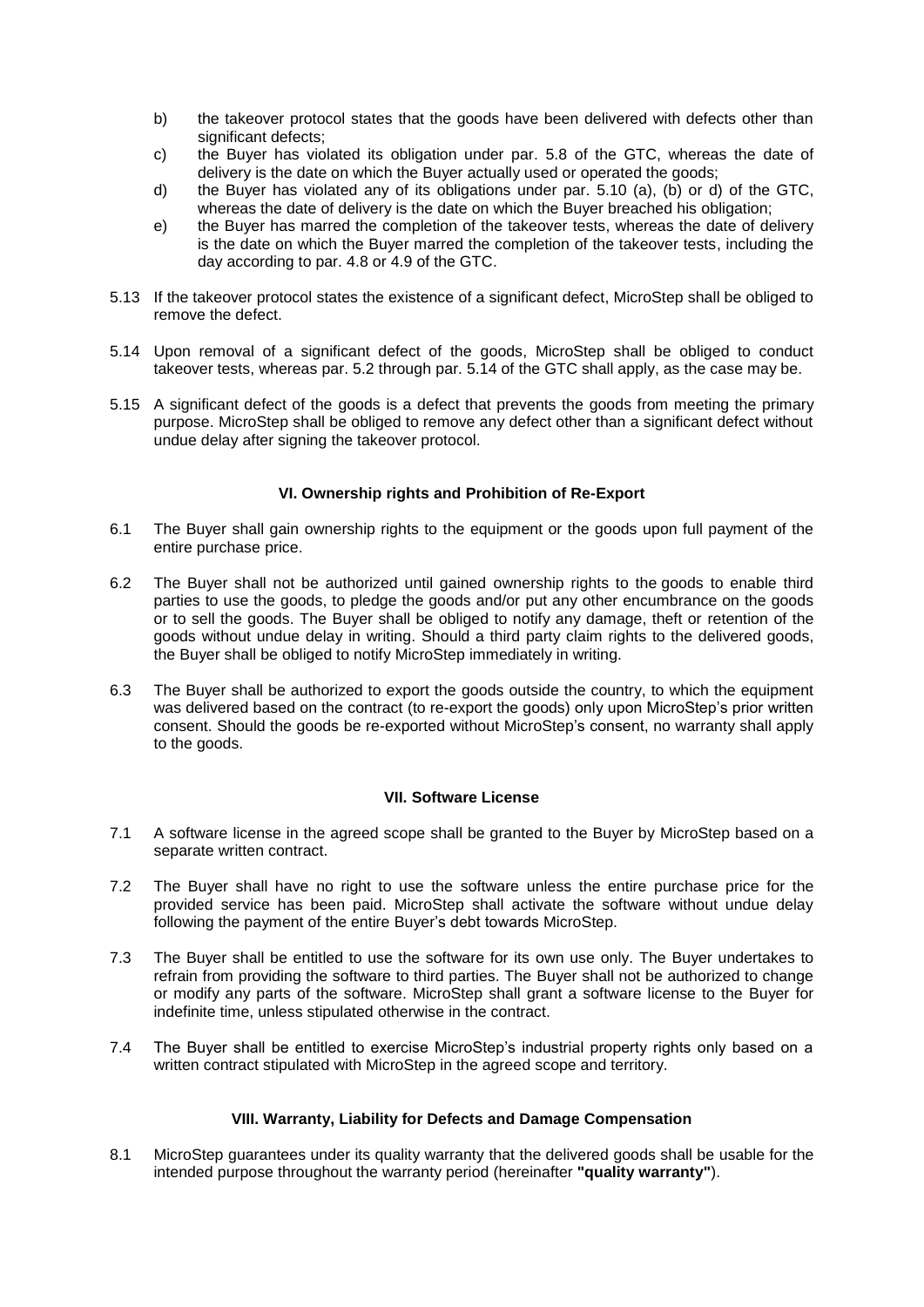b) the takeover protocol states that the goods have been delivered with defects other than significant defects;

c) the Buyer has violated its obligation under par. 5.8 of the GTC, whereas the date of delivery is the date on which the Buyer actually used or operated the goods;

d) the Buyer has violated any of its obligations under par. 5.10 (a), (b) or d) of the GTC, whereas the date of delivery is the date on which the Buyer breached his obligation;

e) the Buyer has marred the completion of the takeover tests, whereas the date of delivery is the date on which the Buyer marred the completion of the takeover tests, including the day according to par. 4.8 or 4.9 of the GTC.

5.13 If the takeover protocol states the existence of a significant defect, MicroStep shall be obliged to remove the defect.

5.14 Upon removal of a significant defect of the goods, MicroStep shall be obliged to conduct takeover tests, whereas par. 5.2 through par. 5.14 of the GTC shall apply, as the case may be.

5.15 A significant defect of the goods is a defect that prevents the goods from meeting the primary purpose. MicroStep shall be obliged to remove any defect other than a significant defect without undue delay after signing the takeover protocol.

### VI. Ownership rights and Prohibition of Re-Export

6.1 The Buyer shall gain ownership rights to the equipment or the goods upon full payment of the entire purchase price.

6.2 The Buyer shall not be authorized until gained ownership rights to the goods to enable third parties to use the goods, to pledge the goods and/or put any other encumbrance on the goods or to sell the goods. The Buyer shall be obliged to notify any damage, theft or retention of the goods without undue delay in writing. Should a third party claim rights to the delivered goods, the Buyer shall be obliged to notify MicroStep immediately in writing.

6.3 The Buyer shall be authorized to export the goods outside the country, to which the equipment was delivered based on the contract (to re-export the goods) only upon MicroStep's prior written consent. Should the goods be re-exported without MicroStep's consent, no warranty shall apply to the goods.

### VII. Software License

7.1 A software license in the agreed scope shall be granted to the Buyer by MicroStep based on a separate written contract.

7.2 The Buyer shall have no right to use the software unless the entire purchase price for the provided service has been paid. MicroStep shall activate the software without undue delay following the payment of the entire Buyer's debt towards MicroStep.

7.3 The Buyer shall be entitled to use the software for its own use only. The Buyer undertakes to refrain from providing the software to third parties. The Buyer shall not be authorized to change or modify any parts of the software. MicroStep shall grant a software license to the Buyer for indefinite time, unless stipulated otherwise in the contract.

7.4 The Buyer shall be entitled to exercise MicroStep's industrial property rights only based on a written contract stipulated with MicroStep in the agreed scope and territory.

### VIII. Warranty, Liability for Defects and Damage Compensation

8.1 MicroStep guarantees under its quality warranty that the delivered goods shall be usable for the intended purpose throughout the warranty period (hereinafter **"quality warranty"**).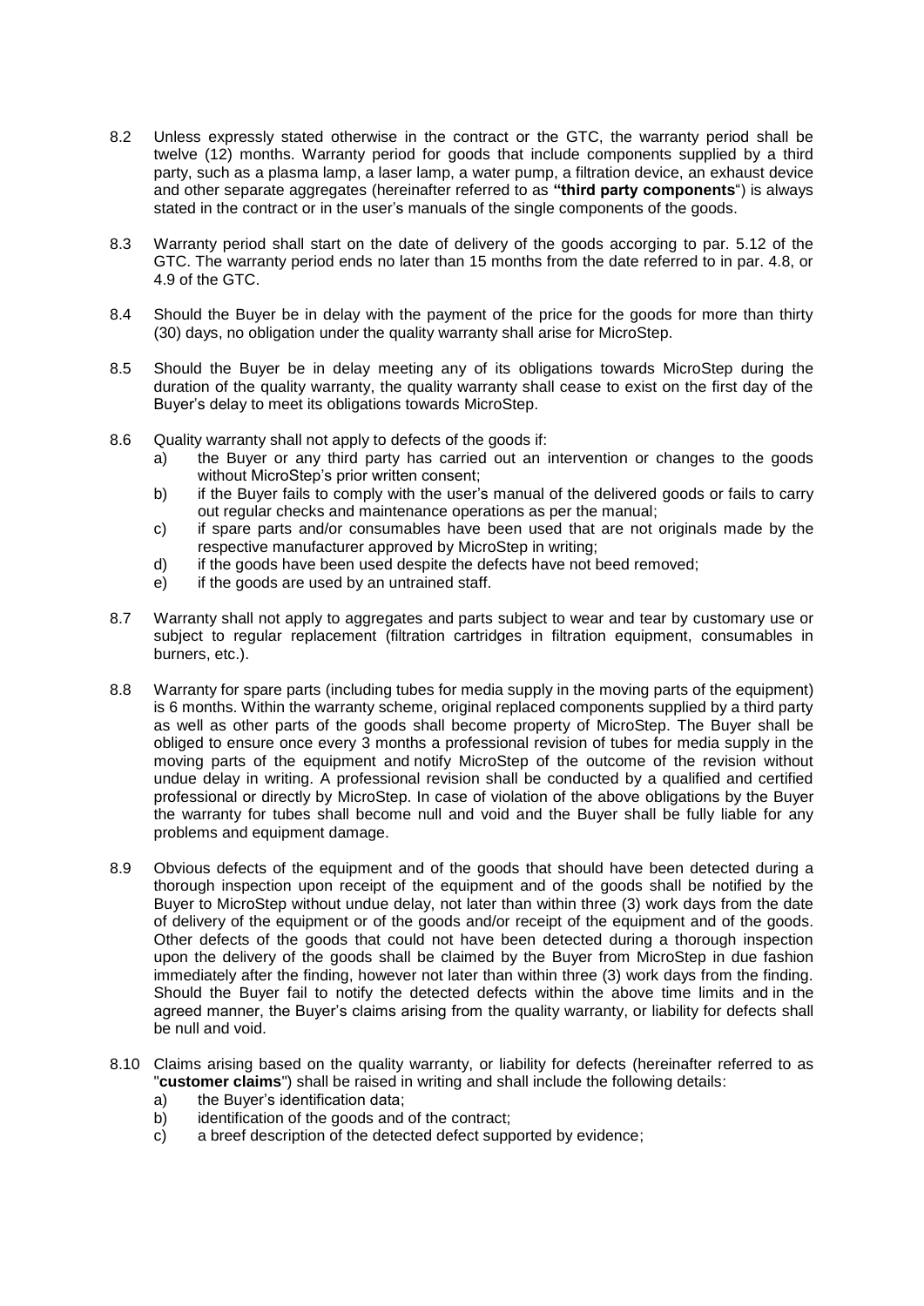8.2 Unless expressly stated otherwise in the contract or the GTC, the warranty period shall be twelve (12) months. Warranty period for goods that include components supplied by a third party, such as a plasma lamp, a laser lamp, a water pump, a filtration device, an exhaust device and other separate aggregates (hereinafter referred to as **"third party components**") is always stated in the contract or in the user's manuals of the single components of the goods.

8.3 Warranty period shall start on the date of delivery of the goods accorging to par. 5.12 of the GTC. The warranty period ends no later than 15 months from the date referred to in par. 4.8, or 4.9 of the GTC.

8.4 Should the Buyer be in delay with the payment of the price for the goods for more than thirty (30) days, no obligation under the quality warranty shall arise for MicroStep.

8.5 Should the Buyer be in delay meeting any of its obligations towards MicroStep during the duration of the quality warranty, the quality warranty shall cease to exist on the first day of the Buyer's delay to meet its obligations towards MicroStep.

8.6 Quality warranty shall not apply to defects of the goods if:
   a) the Buyer or any third party has carried out an intervention or changes to the goods without MicroStep's prior written consent;
   b) if the Buyer fails to comply with the user's manual of the delivered goods or fails to carry out regular checks and maintenance operations as per the manual;
   c) if spare parts and/or consumables have been used that are not originals made by the respective manufacturer approved by MicroStep in writing;
   d) if the goods have been used despite the defects have not beed removed;
   e) if the goods are used by an untrained staff.

8.7 Warranty shall not apply to aggregates and parts subject to wear and tear by customary use or subject to regular replacement (filtration cartridges in filtration equipment, consumables in burners, etc.).

8.8 Warranty for spare parts (including tubes for media supply in the moving parts of the equipment) is 6 months. Within the warranty scheme, original replaced components supplied by a third party as well as other parts of the goods shall become property of MicroStep. The Buyer shall be obliged to ensure once every 3 months a professional revision of tubes for media supply in the moving parts of the equipment and notify MicroStep of the outcome of the revision without undue delay in writing. A professional revision shall be conducted by a qualified and certified professional or directly by MicroStep. In case of violation of the above obligations by the Buyer the warranty for tubes shall become null and void and the Buyer shall be fully liable for any problems and equipment damage.

8.9 Obvious defects of the equipment and of the goods that should have been detected during a thorough inspection upon receipt of the equipment and of the goods shall be notified by the Buyer to MicroStep without undue delay, not later than within three (3) work days from the date of delivery of the equipment or of the goods and/or receipt of the equipment and of the goods. Other defects of the goods that could not have been detected during a thorough inspection upon the delivery of the goods shall be claimed by the Buyer from MicroStep in due fashion immediately after the finding, however not later than within three (3) work days from the finding. Should the Buyer fail to notify the detected defects within the above time limits and in the agreed manner, the Buyer's claims arising from the quality warranty, or liability for defects shall be null and void.

8.10 Claims arising based on the quality warranty, or liability for defects (hereinafter referred to as "**customer claims**") shall be raised in writing and shall include the following details:
   a) the Buyer's identification data;
   b) identification of the goods and of the contract;
   c) a breef description of the detected defect supported by evidence;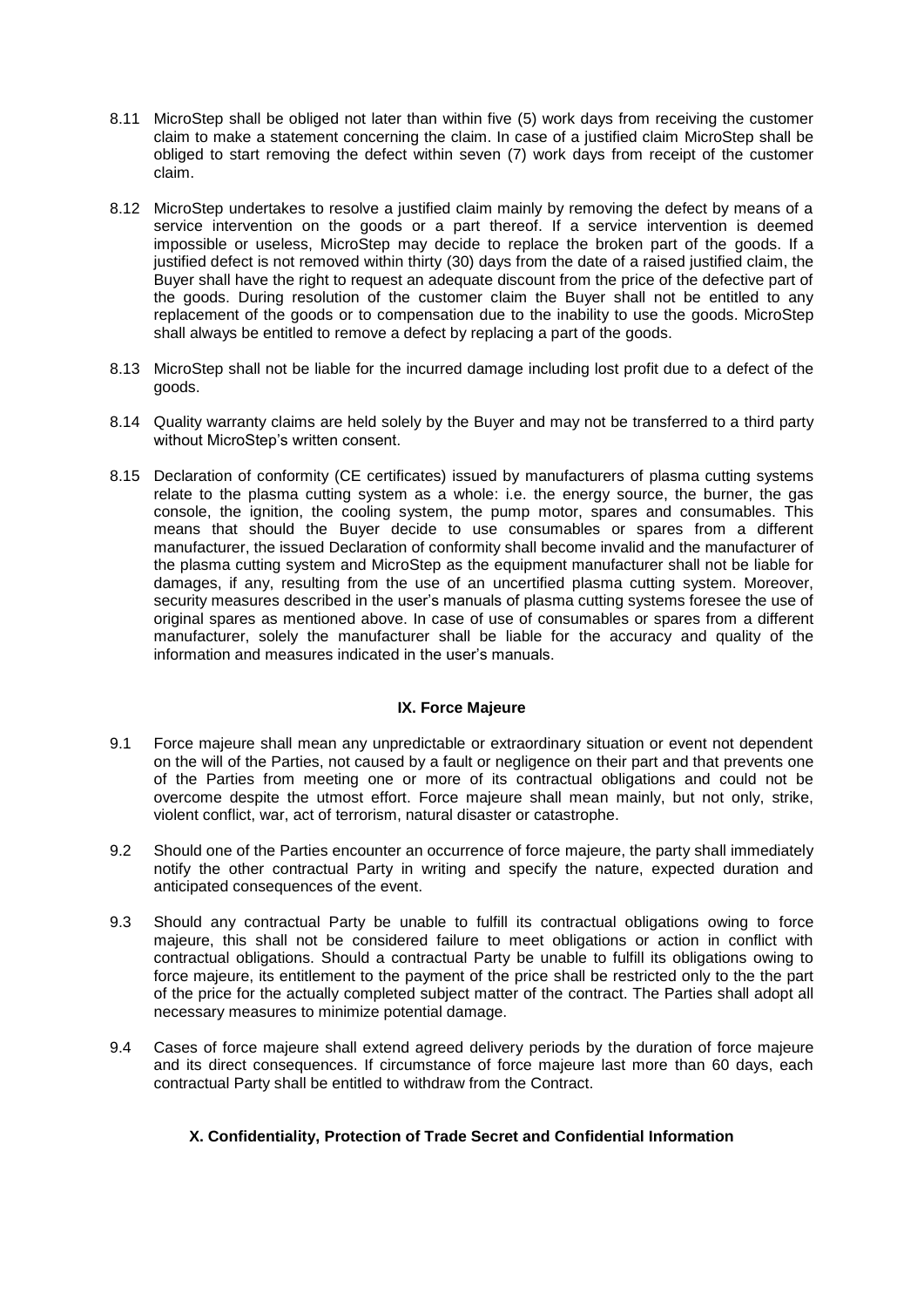8.11 MicroStep shall be obliged not later than within five (5) work days from receiving the customer claim to make a statement concerning the claim. In case of a justified claim MicroStep shall be obliged to start removing the defect within seven (7) work days from receipt of the customer claim.

8.12 MicroStep undertakes to resolve a justified claim mainly by removing the defect by means of a service intervention on the goods or a part thereof. If a service intervention is deemed impossible or useless, MicroStep may decide to replace the broken part of the goods. If a justified defect is not removed within thirty (30) days from the date of a raised justified claim, the Buyer shall have the right to request an adequate discount from the price of the defective part of the goods. During resolution of the customer claim the Buyer shall not be entitled to any replacement of the goods or to compensation due to the inability to use the goods. MicroStep shall always be entitled to remove a defect by replacing a part of the goods.

8.13 MicroStep shall not be liable for the incurred damage including lost profit due to a defect of the goods.

8.14 Quality warranty claims are held solely by the Buyer and may not be transferred to a third party without MicroStep's written consent.

8.15 Declaration of conformity (CE certificates) issued by manufacturers of plasma cutting systems relate to the plasma cutting system as a whole: i.e. the energy source, the burner, the gas console, the ignition, the cooling system, the pump motor, spares and consumables. This means that should the Buyer decide to use consumables or spares from a different manufacturer, the issued Declaration of conformity shall become invalid and the manufacturer of the plasma cutting system and MicroStep as the equipment manufacturer shall not be liable for damages, if any, resulting from the use of an uncertified plasma cutting system. Moreover, security measures described in the user's manuals of plasma cutting systems foresee the use of original spares as mentioned above. In case of use of consumables or spares from a different manufacturer, solely the manufacturer shall be liable for the accuracy and quality of the information and measures indicated in the user's manuals.

## IX. Force Majeure

9.1 Force majeure shall mean any unpredictable or extraordinary situation or event not dependent on the will of the Parties, not caused by a fault or negligence on their part and that prevents one of the Parties from meeting one or more of its contractual obligations and could not be overcome despite the utmost effort. Force majeure shall mean mainly, but not only, strike, violent conflict, war, act of terrorism, natural disaster or catastrophe.

9.2 Should one of the Parties encounter an occurrence of force majeure, the party shall immediately notify the other contractual Party in writing and specify the nature, expected duration and anticipated consequences of the event.

9.3 Should any contractual Party be unable to fulfill its contractual obligations owing to force majeure, this shall not be considered failure to meet obligations or action in conflict with contractual obligations. Should a contractual Party be unable to fulfill its obligations owing to force majeure, its entitlement to the payment of the price shall be restricted only to the the part of the price for the actually completed subject matter of the contract. The Parties shall adopt all necessary measures to minimize potential damage.

9.4 Cases of force majeure shall extend agreed delivery periods by the duration of force majeure and its direct consequences. If circumstance of force majeure last more than 60 days, each contractual Party shall be entitled to withdraw from the Contract.

## X. Confidentiality, Protection of Trade Secret and Confidential Information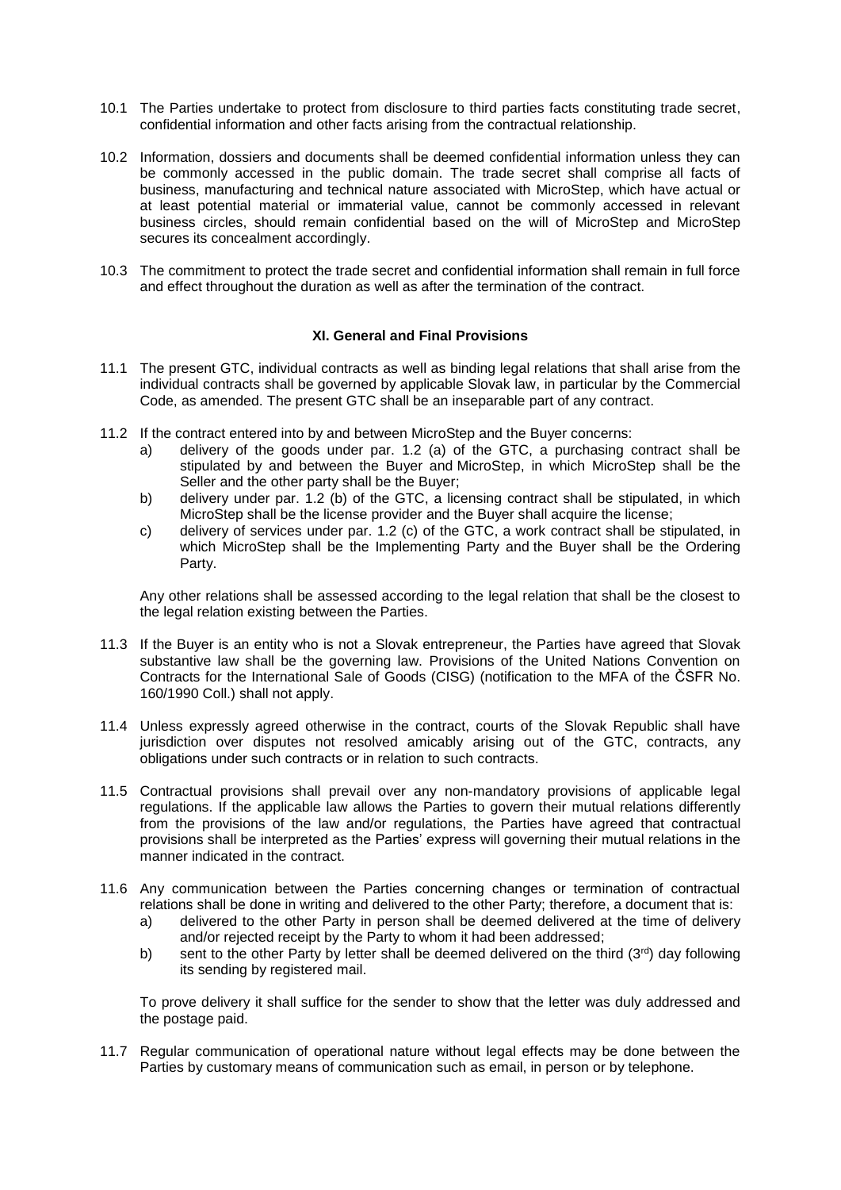10.1 The Parties undertake to protect from disclosure to third parties facts constituting trade secret, confidential information and other facts arising from the contractual relationship.

10.2 Information, dossiers and documents shall be deemed confidential information unless they can be commonly accessed in the public domain. The trade secret shall comprise all facts of business, manufacturing and technical nature associated with MicroStep, which have actual or at least potential material or immaterial value, cannot be commonly accessed in relevant business circles, should remain confidential based on the will of MicroStep and MicroStep secures its concealment accordingly.

10.3 The commitment to protect the trade secret and confidential information shall remain in full force and effect throughout the duration as well as after the termination of the contract.

### XI. General and Final Provisions

11.1 The present GTC, individual contracts as well as binding legal relations that shall arise from the individual contracts shall be governed by applicable Slovak law, in particular by the Commercial Code, as amended. The present GTC shall be an inseparable part of any contract.

11.2 If the contract entered into by and between MicroStep and the Buyer concerns:

a) delivery of the goods under par. 1.2 (a) of the GTC, a purchasing contract shall be stipulated by and between the Buyer and MicroStep, in which MicroStep shall be the Seller and the other party shall be the Buyer;

b) delivery under par. 1.2 (b) of the GTC, a licensing contract shall be stipulated, in which MicroStep shall be the license provider and the Buyer shall acquire the license;

c) delivery of services under par. 1.2 (c) of the GTC, a work contract shall be stipulated, in which MicroStep shall be the Implementing Party and the Buyer shall be the Ordering Party.

Any other relations shall be assessed according to the legal relation that shall be the closest to the legal relation existing between the Parties.

11.3 If the Buyer is an entity who is not a Slovak entrepreneur, the Parties have agreed that Slovak substantive law shall be the governing law. Provisions of the United Nations Convention on Contracts for the International Sale of Goods (CISG) (notification to the MFA of the ČSFR No. 160/1990 Coll.) shall not apply.

11.4 Unless expressly agreed otherwise in the contract, courts of the Slovak Republic shall have jurisdiction over disputes not resolved amicably arising out of the GTC, contracts, any obligations under such contracts or in relation to such contracts.

11.5 Contractual provisions shall prevail over any non-mandatory provisions of applicable legal regulations. If the applicable law allows the Parties to govern their mutual relations differently from the provisions of the law and/or regulations, the Parties have agreed that contractual provisions shall be interpreted as the Parties' express will governing their mutual relations in the manner indicated in the contract.

11.6 Any communication between the Parties concerning changes or termination of contractual relations shall be done in writing and delivered to the other Party; therefore, a document that is:

a) delivered to the other Party in person shall be deemed delivered at the time of delivery and/or rejected receipt by the Party to whom it had been addressed;

b) sent to the other Party by letter shall be deemed delivered on the third (3rd) day following its sending by registered mail.

To prove delivery it shall suffice for the sender to show that the letter was duly addressed and the postage paid.

11.7 Regular communication of operational nature without legal effects may be done between the Parties by customary means of communication such as email, in person or by telephone.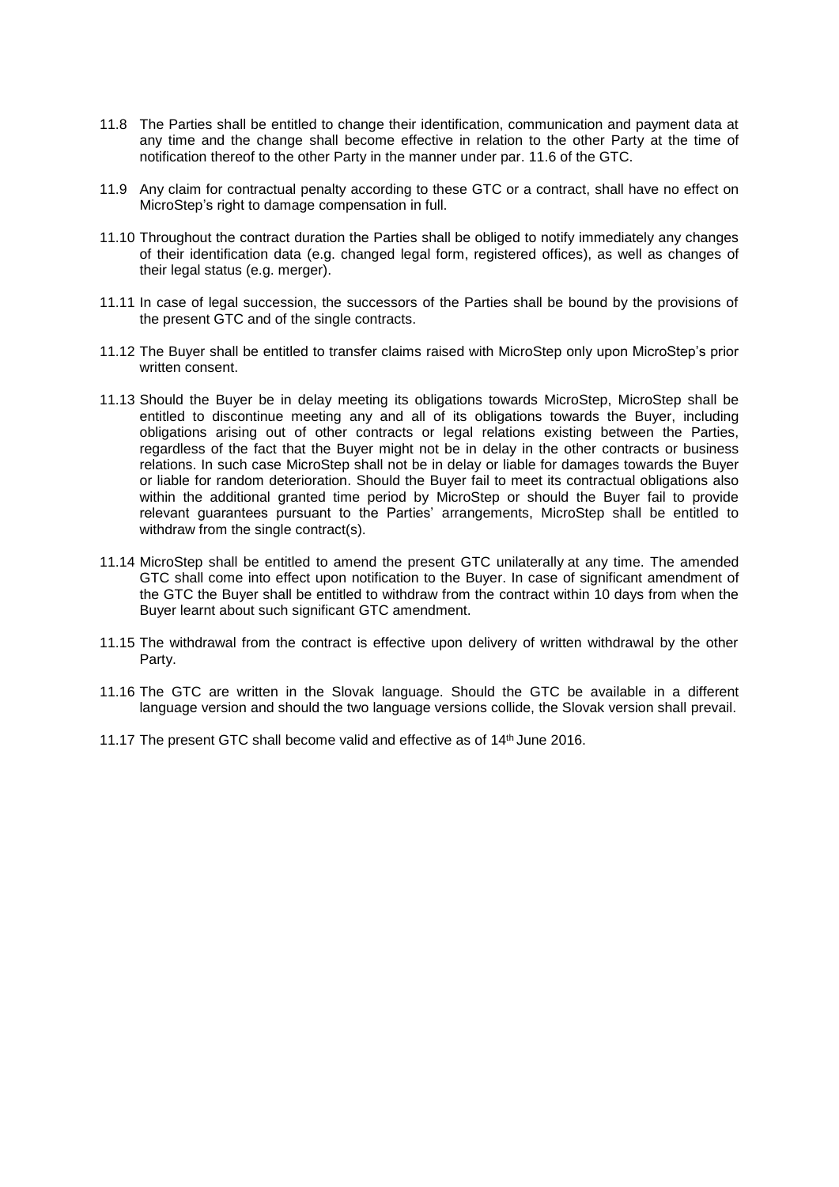11.8 The Parties shall be entitled to change their identification, communication and payment data at any time and the change shall become effective in relation to the other Party at the time of notification thereof to the other Party in the manner under par. 11.6 of the GTC.

11.9 Any claim for contractual penalty according to these GTC or a contract, shall have no effect on MicroStep's right to damage compensation in full.

11.10 Throughout the contract duration the Parties shall be obliged to notify immediately any changes of their identification data (e.g. changed legal form, registered offices), as well as changes of their legal status (e.g. merger).

11.11 In case of legal succession, the successors of the Parties shall be bound by the provisions of the present GTC and of the single contracts.

11.12 The Buyer shall be entitled to transfer claims raised with MicroStep only upon MicroStep's prior written consent.

11.13 Should the Buyer be in delay meeting its obligations towards MicroStep, MicroStep shall be entitled to discontinue meeting any and all of its obligations towards the Buyer, including obligations arising out of other contracts or legal relations existing between the Parties, regardless of the fact that the Buyer might not be in delay in the other contracts or business relations. In such case MicroStep shall not be in delay or liable for damages towards the Buyer or liable for random deterioration. Should the Buyer fail to meet its contractual obligations also within the additional granted time period by MicroStep or should the Buyer fail to provide relevant guarantees pursuant to the Parties' arrangements, MicroStep shall be entitled to withdraw from the single contract(s).

11.14 MicroStep shall be entitled to amend the present GTC unilaterally at any time. The amended GTC shall come into effect upon notification to the Buyer. In case of significant amendment of the GTC the Buyer shall be entitled to withdraw from the contract within 10 days from when the Buyer learnt about such significant GTC amendment.

11.15 The withdrawal from the contract is effective upon delivery of written withdrawal by the other Party.

11.16 The GTC are written in the Slovak language. Should the GTC be available in a different language version and should the two language versions collide, the Slovak version shall prevail.

11.17 The present GTC shall become valid and effective as of 14th June 2016.